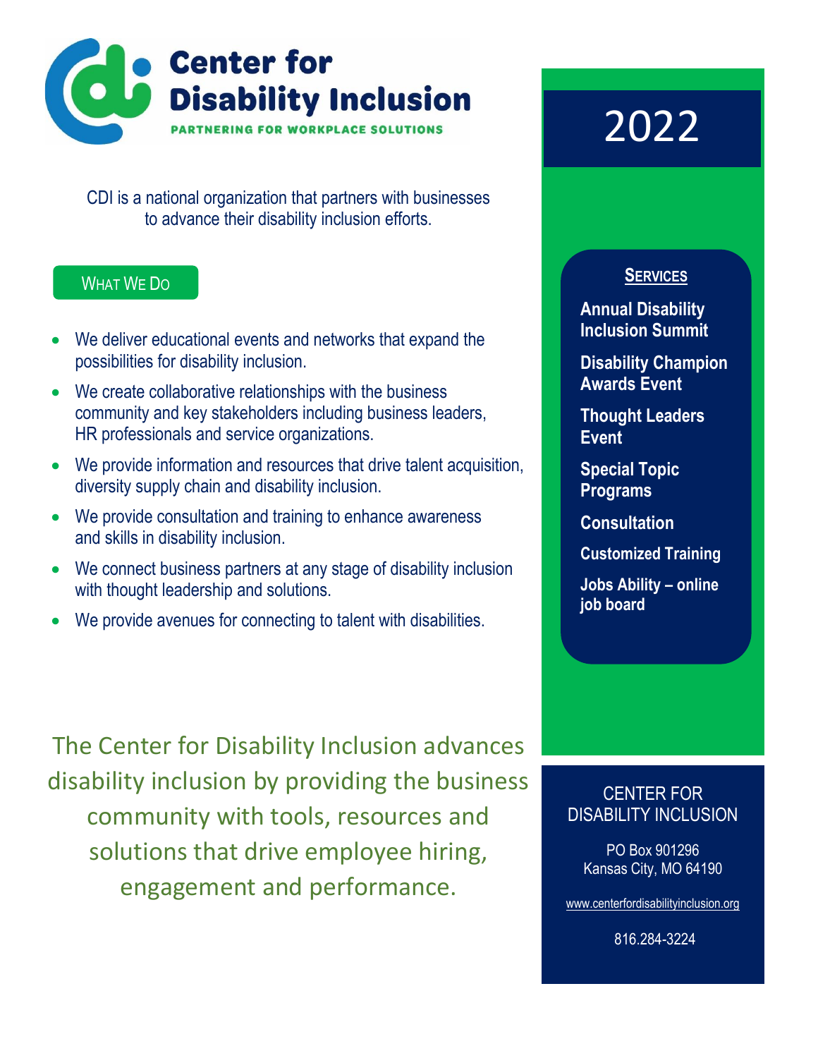# Center for Disability Inclusion

PARTNERING FOR WORKPLACE SOLUTIONS

CDI is a national organization that partners with businesses to advance their disability inclusion efforts.

## What We Do

- We deliver educational events and networks that expand the possibilities for disability inclusion.
- We create collaborative relationships with the business community and key stakeholders including business leaders, HR professionals and service organizations.
- We provide information and resources that drive talent acquisition, diversity supply chain and disability inclusion.
- We provide consultation and training to enhance awareness and skills in disability inclusion.
- We connect business partners at any stage of disability inclusion with thought leadership and solutions.
- We provide avenues for connecting to talent with disabilities.

The Center for Disability Inclusion advances disability inclusion by providing the business community with tools, resources and solutions that drive employee hiring, engagement and performance.

# 2022

## Services

**Annual Disability Inclusion Summit**

**Disability Champion Awards Event**

**Thought Leaders Event**

**Special Topic Programs**

**Consultation**

**Customized Training**

**Jobs Ability – online job board**

CENTER FOR DISABILITY INCLUSION

PO Box 901296
Kansas City, MO 64190

www.centerfordisabilityinclusion.org

816.284-3224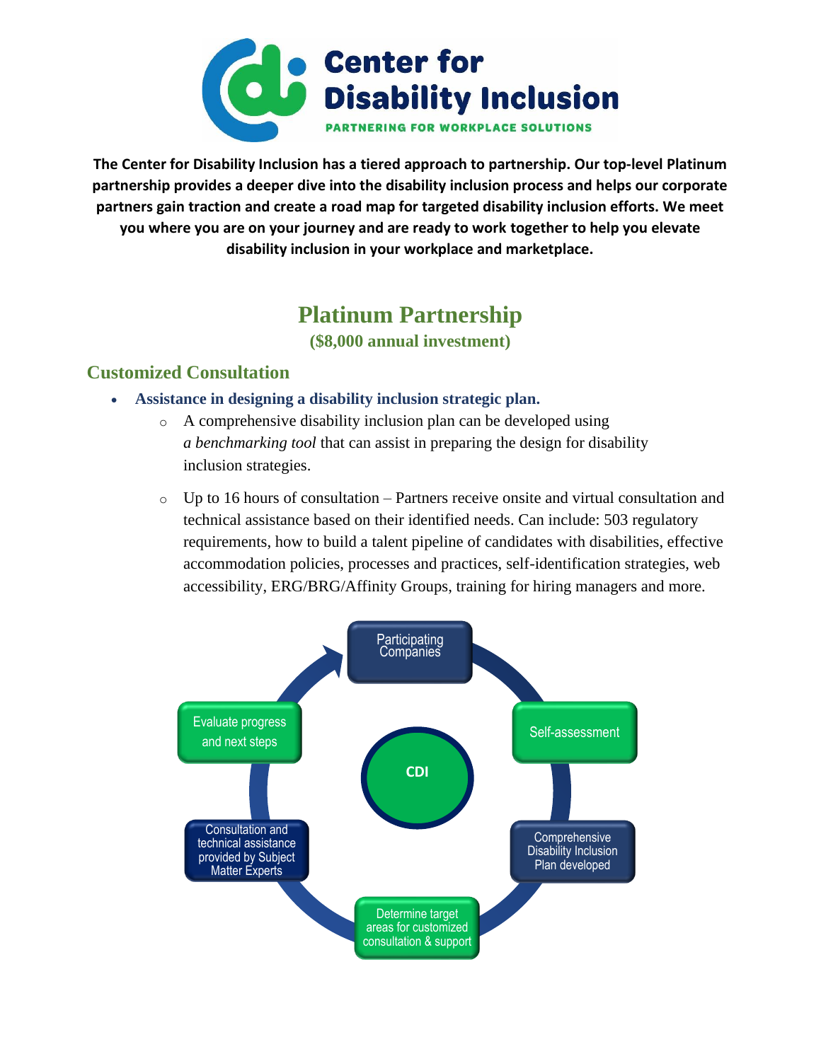# Center for Disability Inclusion

PARTNERING FOR WORKPLACE SOLUTIONS

**The Center for Disability Inclusion has a tiered approach to partnership. Our top-level Platinum partnership provides a deeper dive into the disability inclusion process and helps our corporate partners gain traction and create a road map for targeted disability inclusion efforts. We meet you where you are on your journey and are ready to work together to help you elevate disability inclusion in your workplace and marketplace.**

## Platinum Partnership

**($8,000 annual investment)**

### Customized Consultation

- **Assistance in designing a disability inclusion strategic plan.**
  - A comprehensive disability inclusion plan can be developed using *a benchmarking tool* that can assist in preparing the design for disability inclusion strategies.
  - Up to 16 hours of consultation – Partners receive onsite and virtual consultation and technical assistance based on their identified needs. Can include: 503 regulatory requirements, how to build a talent pipeline of candidates with disabilities, effective accommodation policies, processes and practices, self-identification strategies, web accessibility, ERG/BRG/Affinity Groups, training for hiring managers and more.

CDI

Participating Companies

Self-assessment

Comprehensive Disability Inclusion Plan developed

Determine target areas for customized consultation & support

Consultation and technical assistance provided by Subject Matter Experts

Evaluate progress and next steps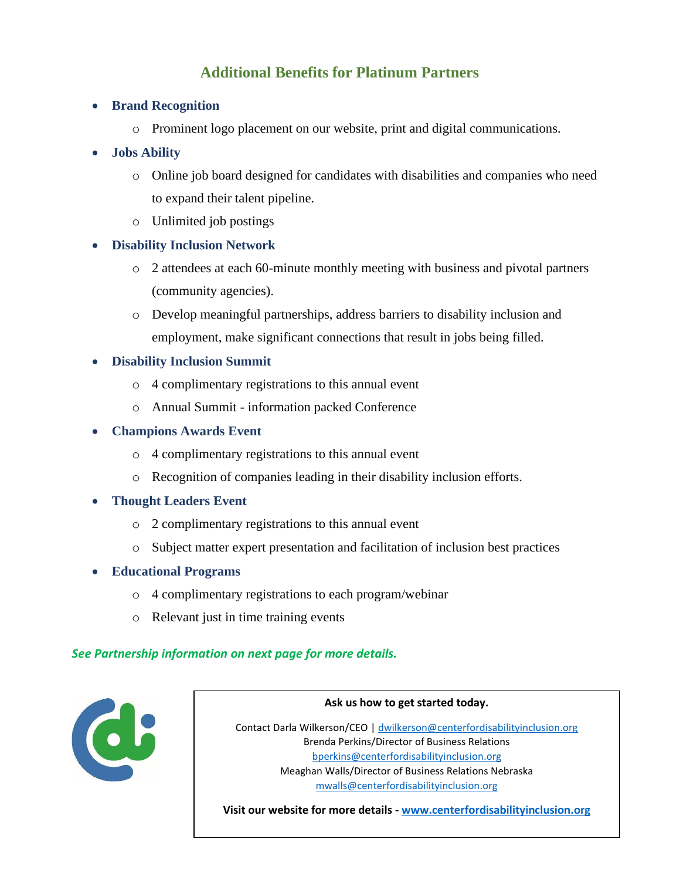## Additional Benefits for Platinum Partners

- **Brand Recognition**
  - Prominent logo placement on our website, print and digital communications.
- **Jobs Ability**
  - Online job board designed for candidates with disabilities and companies who need to expand their talent pipeline.
  - Unlimited job postings
- **Disability Inclusion Network**
  - 2 attendees at each 60-minute monthly meeting with business and pivotal partners (community agencies).
  - Develop meaningful partnerships, address barriers to disability inclusion and employment, make significant connections that result in jobs being filled.
- **Disability Inclusion Summit**
  - 4 complimentary registrations to this annual event
  - Annual Summit - information packed Conference
- **Champions Awards Event**
  - 4 complimentary registrations to this annual event
  - Recognition of companies leading in their disability inclusion efforts.
- **Thought Leaders Event**
  - 2 complimentary registrations to this annual event
  - Subject matter expert presentation and facilitation of inclusion best practices
- **Educational Programs**
  - 4 complimentary registrations to each program/webinar
  - Relevant just in time training events

***See Partnership information on next page for more details.***

**Ask us how to get started today.**

Contact Darla Wilkerson/CEO | dwilkerson@centerfordisabilityinclusion.org
Brenda Perkins/Director of Business Relations
bperkins@centerfordisabilityinclusion.org
Meaghan Walls/Director of Business Relations Nebraska
mwalls@centerfordisabilityinclusion.org

**Visit our website for more details - www.centerfordisabilityinclusion.org**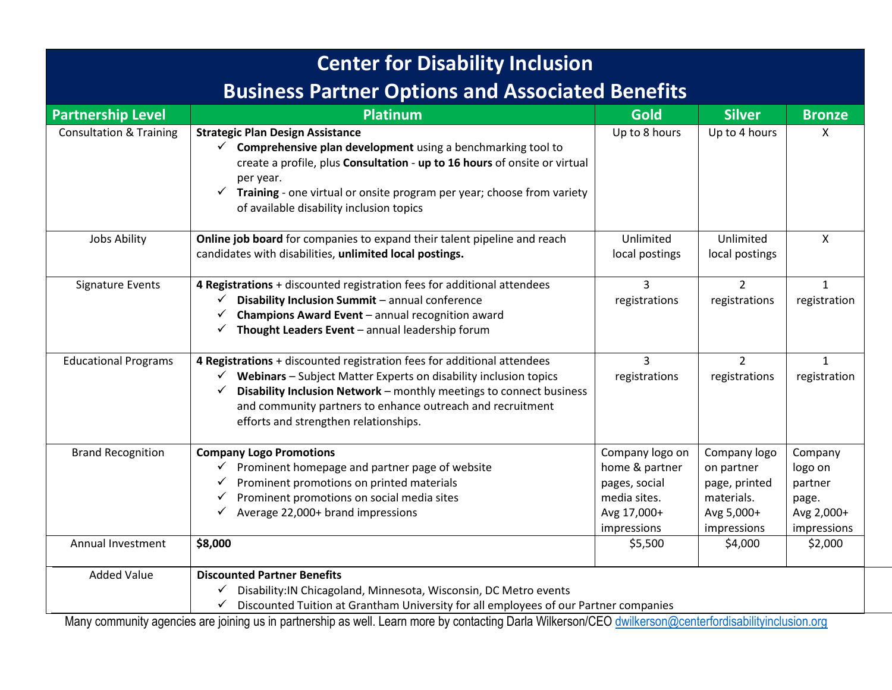# Center for Disability Inclusion
## Business Partner Options and Associated Benefits

| Partnership Level | Platinum | Gold | Silver | Bronze |
|---|---|---|---|---|
| Consultation & Training | **Strategic Plan Design Assistance**<br>✓ **Comprehensive plan development** using a benchmarking tool to create a profile, plus **Consultation** - **up to 16 hours** of onsite or virtual per year.<br>✓ **Training** - one virtual or onsite program per year; choose from variety of available disability inclusion topics | Up to 8 hours | Up to 4 hours | X |
| Jobs Ability | **Online job board** for companies to expand their talent pipeline and reach candidates with disabilities, **unlimited local postings.** | Unlimited local postings | Unlimited local postings | X |
| Signature Events | **4 Registrations** + discounted registration fees for additional attendees<br>✓ **Disability Inclusion Summit** – annual conference<br>✓ **Champions Award Event** – annual recognition award<br>✓ **Thought Leaders Event** – annual leadership forum | 3 registrations | 2 registrations | 1 registration |
| Educational Programs | **4 Registrations** + discounted registration fees for additional attendees<br>✓ **Webinars** – Subject Matter Experts on disability inclusion topics<br>✓ **Disability Inclusion Network** – monthly meetings to connect business and community partners to enhance outreach and recruitment efforts and strengthen relationships. | 3 registrations | 2 registrations | 1 registration |
| Brand Recognition | **Company Logo Promotions**<br>✓ Prominent homepage and partner page of website<br>✓ Prominent promotions on printed materials<br>✓ Prominent promotions on social media sites<br>✓ Average 22,000+ brand impressions | Company logo on home & partner pages, social media sites. Avg 17,000+ impressions | Company logo on partner page, printed materials. Avg 5,000+ impressions | Company logo on partner page. Avg 2,000+ impressions |
| Annual Investment | **$8,000** | $5,500 | $4,000 | $2,000 |
| Added Value | **Discounted Partner Benefits**<br>✓ Disability:IN Chicagoland, Minnesota, Wisconsin, DC Metro events<br>✓ Discounted Tuition at Grantham University for all employees of our Partner companies | | | |

Many community agencies are joining us in partnership as well. Learn more by contacting Darla Wilkerson/CEO dwilkerson@centerfordisabilityinclusion.org